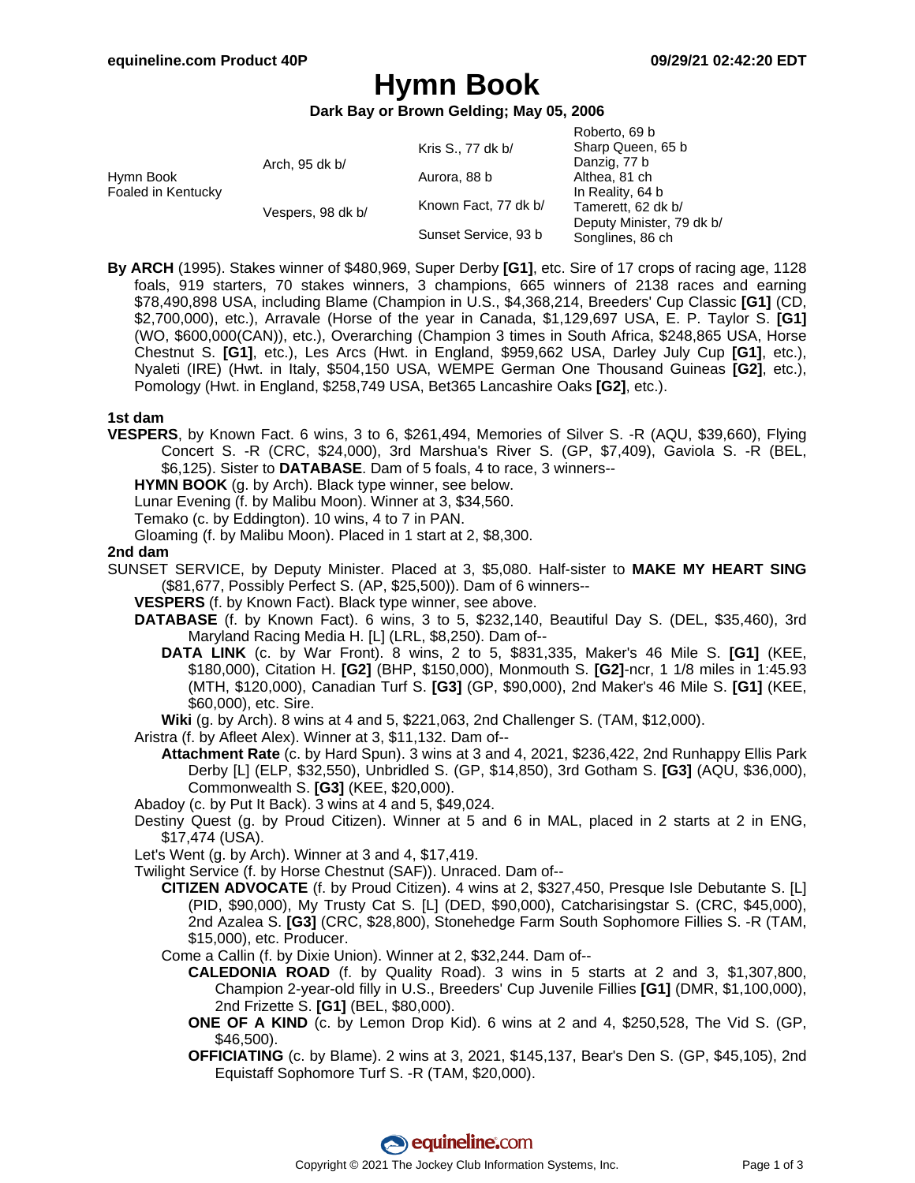# Hymn Book

**Dark Bay or Brown Gelding; May 05, 2006**

| | | | |
|---|---|---|---|
| Hymn Book Foaled in Kentucky | Arch, 95 dk b/ | Kris S., 77 dk b/ | Roberto, 69 b |
| | | | Sharp Queen, 65 b |
| | | Aurora, 88 b | Danzig, 77 b |
| | | | Althea, 81 ch |
| | Vespers, 98 dk b/ | Known Fact, 77 dk b/ | In Reality, 64 b |
| | | | Tamerett, 62 dk b/ |
| | | Sunset Service, 93 b | Deputy Minister, 79 dk b/ |
| | | | Songlines, 86 ch |

**By ARCH** (1995). Stakes winner of $480,969, Super Derby **[G1]**, etc. Sire of 17 crops of racing age, 1128 foals, 919 starters, 70 stakes winners, 3 champions, 665 winners of 2138 races and earning $78,490,898 USA, including Blame (Champion in U.S., $4,368,214, Breeders' Cup Classic **[G1]** (CD, $2,700,000), etc.), Arravale (Horse of the year in Canada, $1,129,697 USA, E. P. Taylor S. **[G1]** (WO, $600,000(CAN)), etc.), Overarching (Champion 3 times in South Africa, $248,865 USA, Horse Chestnut S. **[G1]**, etc.), Les Arcs (Hwt. in England, $959,662 USA, Darley July Cup **[G1]**, etc.), Nyaleti (IRE) (Hwt. in Italy, $504,150 USA, WEMPE German One Thousand Guineas **[G2]**, etc.), Pomology (Hwt. in England, $258,749 USA, Bet365 Lancashire Oaks **[G2]**, etc.).

**1st dam**

**VESPERS**, by Known Fact. 6 wins, 3 to 6, $261,494, Memories of Silver S. -R (AQU, $39,660), Flying Concert S. -R (CRC, $24,000), 3rd Marshua's River S. (GP, $7,409), Gaviola S. -R (BEL, $6,125). Sister to **DATABASE**. Dam of 5 foals, 4 to race, 3 winners--

- **HYMN BOOK** (g. by Arch). Black type winner, see below.
- Lunar Evening (f. by Malibu Moon). Winner at 3, $34,560.
- Temako (c. by Eddington). 10 wins, 4 to 7 in PAN.
- Gloaming (f. by Malibu Moon). Placed in 1 start at 2, $8,300.

**2nd dam**

SUNSET SERVICE, by Deputy Minister. Placed at 3, $5,080. Half-sister to **MAKE MY HEART SING** ($81,677, Possibly Perfect S. (AP, $25,500)). Dam of 6 winners--

- **VESPERS** (f. by Known Fact). Black type winner, see above.
- **DATABASE** (f. by Known Fact). 6 wins, 3 to 5, $232,140, Beautiful Day S. (DEL, $35,460), 3rd Maryland Racing Media H. [L] (LRL, $8,250). Dam of--
  - **DATA LINK** (c. by War Front). 8 wins, 2 to 5, $831,335, Maker's 46 Mile S. **[G1]** (KEE, $180,000), Citation H. **[G2]** (BHP, $150,000), Monmouth S. **[G2]**-ncr, 1 1/8 miles in 1:45.93 (MTH, $120,000), Canadian Turf S. **[G3]** (GP, $90,000), 2nd Maker's 46 Mile S. **[G1]** (KEE, $60,000), etc. Sire.
  - **Wiki** (g. by Arch). 8 wins at 4 and 5, $221,063, 2nd Challenger S. (TAM, $12,000).
- Aristra (f. by Afleet Alex). Winner at 3, $11,132. Dam of--
  - **Attachment Rate** (c. by Hard Spun). 3 wins at 3 and 4, 2021, $236,422, 2nd Runhappy Ellis Park Derby [L] (ELP, $32,550), Unbridled S. (GP, $14,850), 3rd Gotham S. **[G3]** (AQU, $36,000), Commonwealth S. **[G3]** (KEE, $20,000).
- Abadoy (c. by Put It Back). 3 wins at 4 and 5, $49,024.
- Destiny Quest (g. by Proud Citizen). Winner at 5 and 6 in MAL, placed in 2 starts at 2 in ENG, $17,474 (USA).
- Let's Went (g. by Arch). Winner at 3 and 4, $17,419.
- Twilight Service (f. by Horse Chestnut (SAF)). Unraced. Dam of--
  - **CITIZEN ADVOCATE** (f. by Proud Citizen). 4 wins at 2, $327,450, Presque Isle Debutante S. [L] (PID, $90,000), My Trusty Cat S. [L] (DED, $90,000), Catcharisingstar S. (CRC, $45,000), 2nd Azalea S. **[G3]** (CRC, $28,800), Stonehedge Farm South Sophomore Fillies S. -R (TAM, $15,000), etc. Producer.
  - Come a Callin (f. by Dixie Union). Winner at 2, $32,244. Dam of--
    - **CALEDONIA ROAD** (f. by Quality Road). 3 wins in 5 starts at 2 and 3, $1,307,800, Champion 2-year-old filly in U.S., Breeders' Cup Juvenile Fillies **[G1]** (DMR, $1,100,000), 2nd Frizette S. **[G1]** (BEL, $80,000).
    - **ONE OF A KIND** (c. by Lemon Drop Kid). 6 wins at 2 and 4, $250,528, The Vid S. (GP, $46,500).
    - **OFFICIATING** (c. by Blame). 2 wins at 3, 2021, $145,137, Bear's Den S. (GP, $45,105), 2nd Equistaff Sophomore Turf S. -R (TAM, $20,000).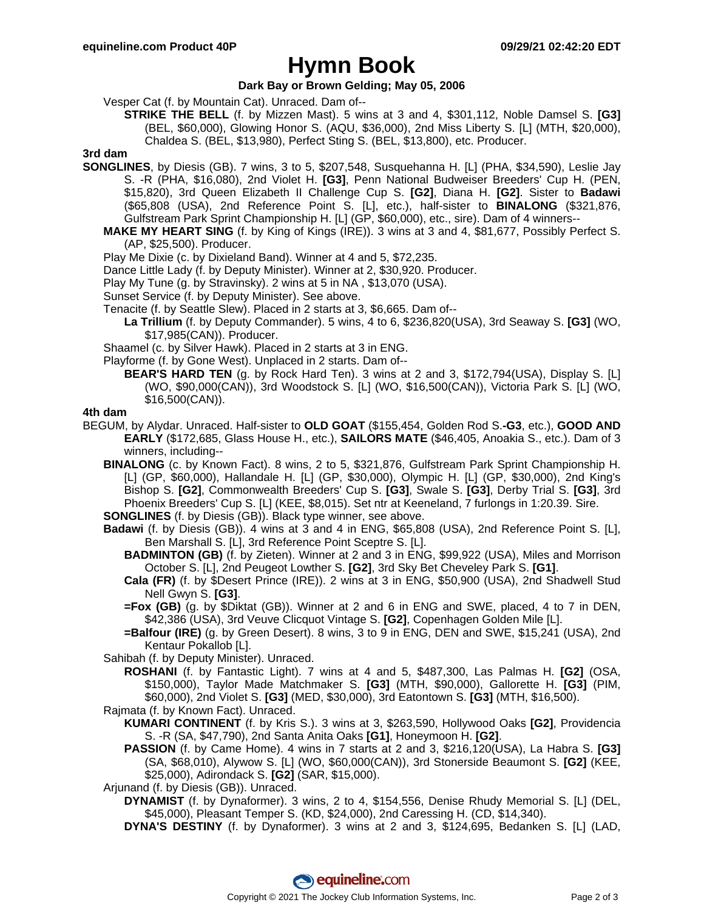# Hymn Book

**Dark Bay or Brown Gelding; May 05, 2006**

Vesper Cat (f. by Mountain Cat). Unraced. Dam of--

**STRIKE THE BELL** (f. by Mizzen Mast). 5 wins at 3 and 4, $301,112, Noble Damsel S. **[G3]** (BEL, $60,000), Glowing Honor S. (AQU, $36,000), 2nd Miss Liberty S. [L] (MTH, $20,000), Chaldea S. (BEL, $13,980), Perfect Sting S. (BEL, $13,800), etc. Producer.

**3rd dam**

**SONGLINES**, by Diesis (GB). 7 wins, 3 to 5, $207,548, Susquehanna H. [L] (PHA, $34,590), Leslie Jay S. -R (PHA, $16,080), 2nd Violet H. **[G3]**, Penn National Budweiser Breeders' Cup H. (PEN, $15,820), 3rd Queen Elizabeth II Challenge Cup S. **[G2]**, Diana H. **[G2]**. Sister to **Badawi** ($65,808 (USA), 2nd Reference Point S. [L], etc.), half-sister to **BINALONG** ($321,876, Gulfstream Park Sprint Championship H. [L] (GP, $60,000), etc., sire). Dam of 4 winners--

**MAKE MY HEART SING** (f. by King of Kings (IRE)). 3 wins at 3 and 4, $81,677, Possibly Perfect S. (AP, $25,500). Producer.

Play Me Dixie (c. by Dixieland Band). Winner at 4 and 5, $72,235.

Dance Little Lady (f. by Deputy Minister). Winner at 2, $30,920. Producer.

Play My Tune (g. by Stravinsky). 2 wins at 5 in NA , $13,070 (USA).

Sunset Service (f. by Deputy Minister). See above.

Tenacite (f. by Seattle Slew). Placed in 2 starts at 3, $6,665. Dam of--

**La Trillium** (f. by Deputy Commander). 5 wins, 4 to 6, $236,820(USA), 3rd Seaway S. **[G3]** (WO, $17,985(CAN)). Producer.

Shaamel (c. by Silver Hawk). Placed in 2 starts at 3 in ENG.

Playforme (f. by Gone West). Unplaced in 2 starts. Dam of--

**BEAR'S HARD TEN** (g. by Rock Hard Ten). 3 wins at 2 and 3, $172,794(USA), Display S. [L] (WO, $90,000(CAN)), 3rd Woodstock S. [L] (WO, $16,500(CAN)), Victoria Park S. [L] (WO, $16,500(CAN)).

**4th dam**

BEGUM, by Alydar. Unraced. Half-sister to **OLD GOAT** ($155,454, Golden Rod S.**-G3**, etc.), **GOOD AND EARLY** ($172,685, Glass House H., etc.), **SAILORS MATE** ($46,405, Anoakia S., etc.). Dam of 3 winners, including--

**BINALONG** (c. by Known Fact). 8 wins, 2 to 5, $321,876, Gulfstream Park Sprint Championship H. [L] (GP, $60,000), Hallandale H. [L] (GP, $30,000), Olympic H. [L] (GP, $30,000), 2nd King's Bishop S. **[G2]**, Commonwealth Breeders' Cup S. **[G3]**, Swale S. **[G3]**, Derby Trial S. **[G3]**, 3rd Phoenix Breeders' Cup S. [L] (KEE, $8,015). Set ntr at Keeneland, 7 furlongs in 1:20.39. Sire.

**SONGLINES** (f. by Diesis (GB)). Black type winner, see above.

**Badawi** (f. by Diesis (GB)). 4 wins at 3 and 4 in ENG, $65,808 (USA), 2nd Reference Point S. [L], Ben Marshall S. [L], 3rd Reference Point Sceptre S. [L].

**BADMINTON (GB)** (f. by Zieten). Winner at 2 and 3 in ENG, $99,922 (USA), Miles and Morrison October S. [L], 2nd Peugeot Lowther S. **[G2]**, 3rd Sky Bet Cheveley Park S. **[G1]**.

**Cala (FR)** (f. by $Desert Prince (IRE)). 2 wins at 3 in ENG, $50,900 (USA), 2nd Shadwell Stud Nell Gwyn S. **[G3]**.

**=Fox (GB)** (g. by $Diktat (GB)). Winner at 2 and 6 in ENG and SWE, placed, 4 to 7 in DEN, $42,386 (USA), 3rd Veuve Clicquot Vintage S. **[G2]**, Copenhagen Golden Mile [L].

**=Balfour (IRE)** (g. by Green Desert). 8 wins, 3 to 9 in ENG, DEN and SWE, $15,241 (USA), 2nd Kentaur Pokallob [L].

Sahibah (f. by Deputy Minister). Unraced.

**ROSHANI** (f. by Fantastic Light). 7 wins at 4 and 5, $487,300, Las Palmas H. **[G2]** (OSA, $150,000), Taylor Made Matchmaker S. **[G3]** (MTH, $90,000), Gallorette H. **[G3]** (PIM, $60,000), 2nd Violet S. **[G3]** (MED, $30,000), 3rd Eatontown S. **[G3]** (MTH, $16,500).

Rajmata (f. by Known Fact). Unraced.

**KUMARI CONTINENT** (f. by Kris S.). 3 wins at 3, $263,590, Hollywood Oaks **[G2]**, Providencia S. -R (SA, $47,790), 2nd Santa Anita Oaks **[G1]**, Honeymoon H. **[G2]**.

**PASSION** (f. by Came Home). 4 wins in 7 starts at 2 and 3, $216,120(USA), La Habra S. **[G3]** (SA, $68,010), Alywow S. [L] (WO, $60,000(CAN)), 3rd Stonerside Beaumont S. **[G2]** (KEE, $25,000), Adirondack S. **[G2]** (SAR, $15,000).

Arjunand (f. by Diesis (GB)). Unraced.

**DYNAMIST** (f. by Dynaformer). 3 wins, 2 to 4, $154,556, Denise Rhudy Memorial S. [L] (DEL, $45,000), Pleasant Temper S. (KD, $24,000), 2nd Caressing H. (CD, $14,340).

**DYNA'S DESTINY** (f. by Dynaformer). 3 wins at 2 and 3, $124,695, Bedanken S. [L] (LAD,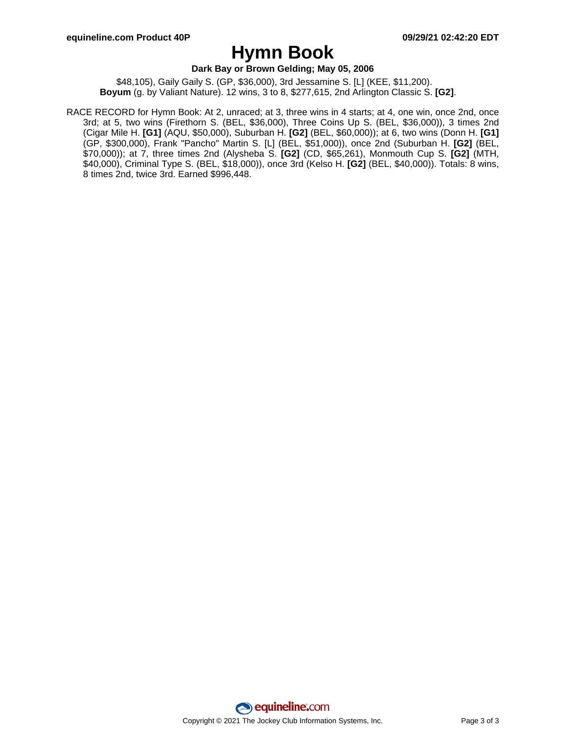# Hymn Book

**Dark Bay or Brown Gelding; May 05, 2006**

$48,105), Gaily Gaily S. (GP, $36,000), 3rd Jessamine S. [L] (KEE, $11,200).
**Boyum** (g. by Valiant Nature). 12 wins, 3 to 8, $277,615, 2nd Arlington Classic S. **[G2]**.

RACE RECORD for Hymn Book: At 2, unraced; at 3, three wins in 4 starts; at 4, one win, once 2nd, once 3rd; at 5, two wins (Firethorn S. (BEL, $36,000), Three Coins Up S. (BEL, $36,000)), 3 times 2nd (Cigar Mile H. **[G1]** (AQU, $50,000), Suburban H. **[G2]** (BEL, $60,000)); at 6, two wins (Donn H. **[G1]** (GP, $300,000), Frank "Pancho" Martin S. [L] (BEL, $51,000)), once 2nd (Suburban H. **[G2]** (BEL, $70,000)); at 7, three times 2nd (Alysheba S. **[G2]** (CD, $65,261), Monmouth Cup S. **[G2]** (MTH, $40,000), Criminal Type S. (BEL, $18,000)), once 3rd (Kelso H. **[G2]** (BEL, $40,000)). Totals: 8 wins, 8 times 2nd, twice 3rd. Earned $996,448.